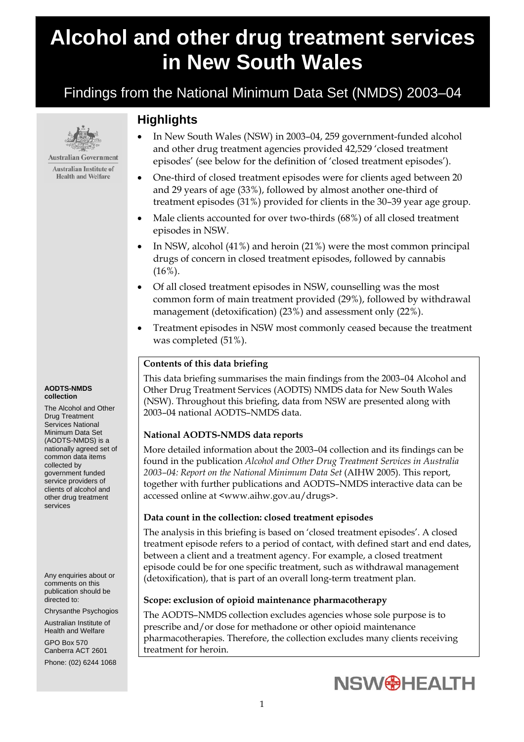# Alcohol and other drug treatment services in New South Wales

## Findings from the National Minimum Data Set (NMDS) 2003–04

Australian Government
Australian Institute of Health and Welfare

## Highlights

- In New South Wales (NSW) in 2003–04, 259 government-funded alcohol and other drug treatment agencies provided 42,529 'closed treatment episodes' (see below for the definition of 'closed treatment episodes').
- One-third of closed treatment episodes were for clients aged between 20 and 29 years of age (33%), followed by almost another one-third of treatment episodes (31%) provided for clients in the 30–39 year age group.
- Male clients accounted for over two-thirds (68%) of all closed treatment episodes in NSW.
- In NSW, alcohol (41%) and heroin (21%) were the most common principal drugs of concern in closed treatment episodes, followed by cannabis (16%).
- Of all closed treatment episodes in NSW, counselling was the most common form of main treatment provided (29%), followed by withdrawal management (detoxification) (23%) and assessment only (22%).
- Treatment episodes in NSW most commonly ceased because the treatment was completed (51%).

**AODTS-NMDS collection**

The Alcohol and Other Drug Treatment Services National Minimum Data Set (AODTS-NMDS) is a nationally agreed set of common data items collected by government funded service providers of clients of alcohol and other drug treatment services

Any enquiries about or comments on this publication should be directed to:

Chrysanthe Psychogios

Australian Institute of Health and Welfare

GPO Box 570
Canberra ACT 2601

Phone: (02) 6244 1068

**Contents of this data briefing**

This data briefing summarises the main findings from the 2003–04 Alcohol and Other Drug Treatment Services (AODTS) NMDS data for New South Wales (NSW). Throughout this briefing, data from NSW are presented along with 2003–04 national AODTS–NMDS data.

**National AODTS-NMDS data reports**

More detailed information about the 2003–04 collection and its findings can be found in the publication *Alcohol and Other Drug Treatment Services in Australia 2003–04: Report on the National Minimum Data Set* (AIHW 2005). This report, together with further publications and AODTS–NMDS interactive data can be accessed online at <www.aihw.gov.au/drugs>.

**Data count in the collection: closed treatment episodes**

The analysis in this briefing is based on 'closed treatment episodes'. A closed treatment episode refers to a period of contact, with defined start and end dates, between a client and a treatment agency. For example, a closed treatment episode could be for one specific treatment, such as withdrawal management (detoxification), that is part of an overall long-term treatment plan.

**Scope: exclusion of opioid maintenance pharmacotherapy**

The AODTS–NMDS collection excludes agencies whose sole purpose is to prescribe and/or dose for methadone or other opioid maintenance pharmacotherapies. Therefore, the collection excludes many clients receiving treatment for heroin.

NSW HEALTH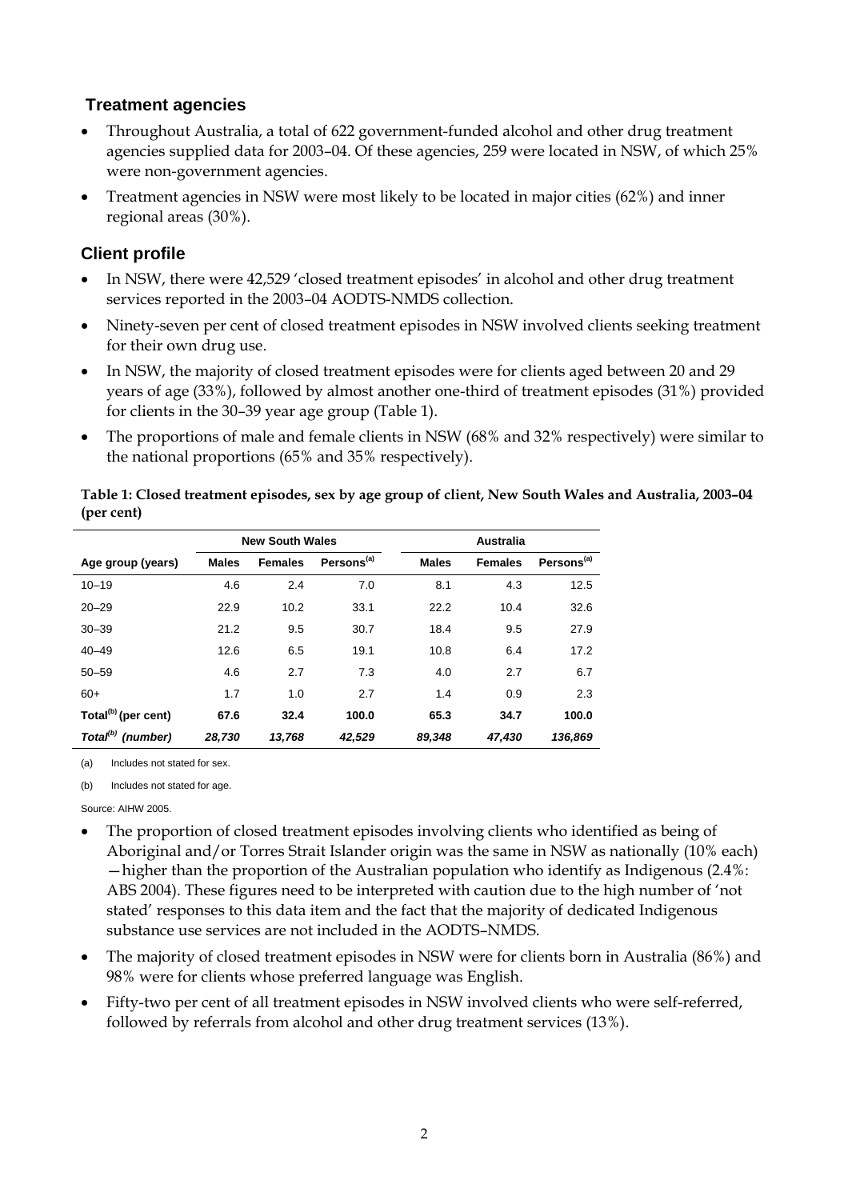## Treatment agencies

- Throughout Australia, a total of 622 government-funded alcohol and other drug treatment agencies supplied data for 2003–04. Of these agencies, 259 were located in NSW, of which 25% were non-government agencies.
- Treatment agencies in NSW were most likely to be located in major cities (62%) and inner regional areas (30%).

## Client profile

- In NSW, there were 42,529 'closed treatment episodes' in alcohol and other drug treatment services reported in the 2003–04 AODTS-NMDS collection.
- Ninety-seven per cent of closed treatment episodes in NSW involved clients seeking treatment for their own drug use.
- In NSW, the majority of closed treatment episodes were for clients aged between 20 and 29 years of age (33%), followed by almost another one-third of treatment episodes (31%) provided for clients in the 30–39 year age group (Table 1).
- The proportions of male and female clients in NSW (68% and 32% respectively) were similar to the national proportions (65% and 35% respectively).

**Table 1: Closed treatment episodes, sex by age group of client, New South Wales and Australia, 2003–04 (per cent)**

| | New South Wales | | | Australia | | |
|---|---|---|---|---|---|---|
| **Age group (years)** | **Males** | **Females** | **Persons[(a)]** | **Males** | **Females** | **Persons[(a)]** |
| 10–19 | 4.6 | 2.4 | 7.0 | 8.1 | 4.3 | 12.5 |
| 20–29 | 22.9 | 10.2 | 33.1 | 22.2 | 10.4 | 32.6 |
| 30–39 | 21.2 | 9.5 | 30.7 | 18.4 | 9.5 | 27.9 |
| 40–49 | 12.6 | 6.5 | 19.1 | 10.8 | 6.4 | 17.2 |
| 50–59 | 4.6 | 2.7 | 7.3 | 4.0 | 2.7 | 6.7 |
| 60+ | 1.7 | 1.0 | 2.7 | 1.4 | 0.9 | 2.3 |
| **Total[(b)] (per cent)** | **67.6** | **32.4** | **100.0** | **65.3** | **34.7** | **100.0** |
| ***Total[(b)] (number)*** | ***28,730*** | ***13,768*** | ***42,529*** | ***89,348*** | ***47,430*** | ***136,869*** |

(a) Includes not stated for sex.

(b) Includes not stated for age.

Source: AIHW 2005.

- The proportion of closed treatment episodes involving clients who identified as being of Aboriginal and/or Torres Strait Islander origin was the same in NSW as nationally (10% each) —higher than the proportion of the Australian population who identify as Indigenous (2.4%: ABS 2004). These figures need to be interpreted with caution due to the high number of 'not stated' responses to this data item and the fact that the majority of dedicated Indigenous substance use services are not included in the AODTS–NMDS.
- The majority of closed treatment episodes in NSW were for clients born in Australia (86%) and 98% were for clients whose preferred language was English.
- Fifty-two per cent of all treatment episodes in NSW involved clients who were self-referred, followed by referrals from alcohol and other drug treatment services (13%).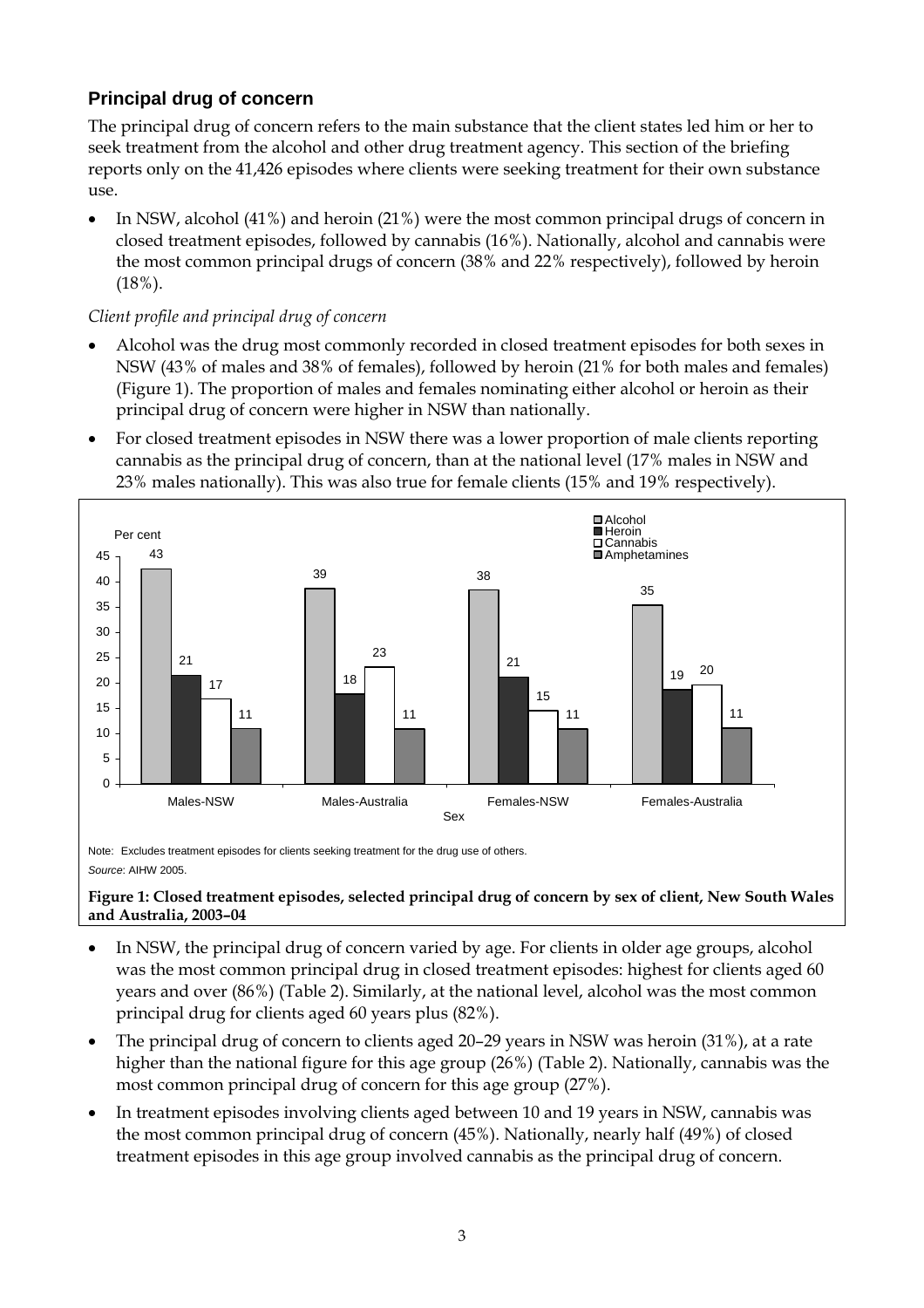## Principal drug of concern

The principal drug of concern refers to the main substance that the client states led him or her to seek treatment from the alcohol and other drug treatment agency. This section of the briefing reports only on the 41,426 episodes where clients were seeking treatment for their own substance use.

- In NSW, alcohol (41%) and heroin (21%) were the most common principal drugs of concern in closed treatment episodes, followed by cannabis (16%). Nationally, alcohol and cannabis were the most common principal drugs of concern (38% and 22% respectively), followed by heroin (18%).

*Client profile and principal drug of concern*

- Alcohol was the drug most commonly recorded in closed treatment episodes for both sexes in NSW (43% of males and 38% of females), followed by heroin (21% for both males and females) (Figure 1). The proportion of males and females nominating either alcohol or heroin as their principal drug of concern were higher in NSW than nationally.
- For closed treatment episodes in NSW there was a lower proportion of male clients reporting cannabis as the principal drug of concern, than at the national level (17% males in NSW and 23% males nationally). This was also true for female clients (15% and 19% respectively).

| Sex | Alcohol | Heroin | Cannabis | Amphetamines |
|---|---|---|---|---|
| Males-NSW | 43 | 21 | 17 | 11 |
| Males-Australia | 39 | 18 | 23 | 11 |
| Females-NSW | 38 | 21 | 15 | 11 |
| Females-Australia | 35 | 19 | 20 | 11 |

Note: Excludes treatment episodes for clients seeking treatment for the drug use of others.
*Source:* AIHW 2005.

**Figure 1: Closed treatment episodes, selected principal drug of concern by sex of client, New South Wales and Australia, 2003–04**

- In NSW, the principal drug of concern varied by age. For clients in older age groups, alcohol was the most common principal drug in closed treatment episodes: highest for clients aged 60 years and over (86%) (Table 2). Similarly, at the national level, alcohol was the most common principal drug for clients aged 60 years plus (82%).
- The principal drug of concern to clients aged 20–29 years in NSW was heroin (31%), at a rate higher than the national figure for this age group (26%) (Table 2). Nationally, cannabis was the most common principal drug of concern for this age group (27%).
- In treatment episodes involving clients aged between 10 and 19 years in NSW, cannabis was the most common principal drug of concern (45%). Nationally, nearly half (49%) of closed treatment episodes in this age group involved cannabis as the principal drug of concern.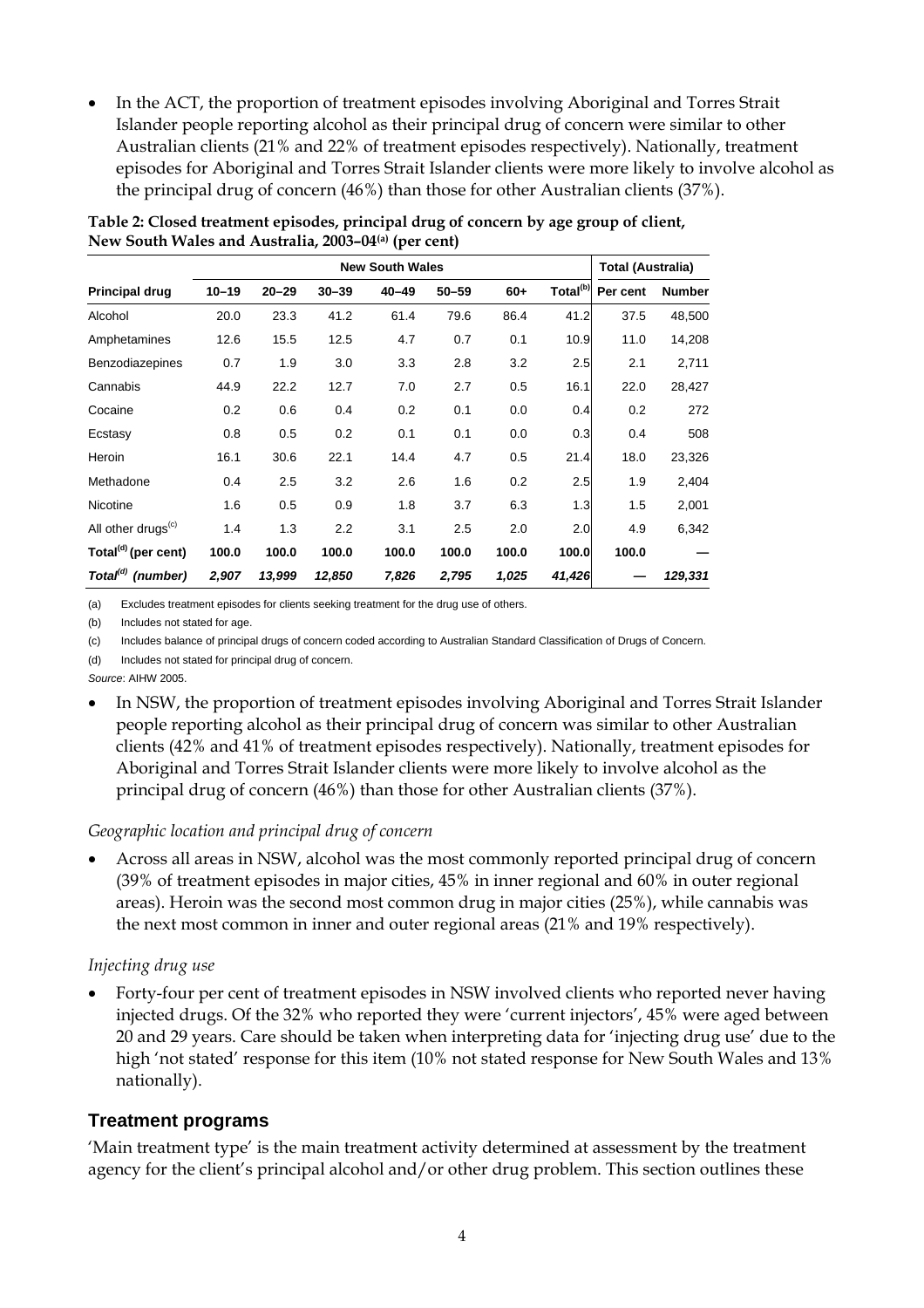- In the ACT, the proportion of treatment episodes involving Aboriginal and Torres Strait Islander people reporting alcohol as their principal drug of concern were similar to other Australian clients (21% and 22% of treatment episodes respectively). Nationally, treatment episodes for Aboriginal and Torres Strait Islander clients were more likely to involve alcohol as the principal drug of concern (46%) than those for other Australian clients (37%).

**Table 2: Closed treatment episodes, principal drug of concern by age group of client, New South Wales and Australia, 2003–04[(a)] (per cent)**

| | New South Wales | | | | | | | Total (Australia) | |
|---|---|---|---|---|---|---|---|---|---|
| **Principal drug** | **10–19** | **20–29** | **30–39** | **40–49** | **50–59** | **60+** | **Total[(b)]** | **Per cent** | **Number** |
| Alcohol | 20.0 | 23.3 | 41.2 | 61.4 | 79.6 | 86.4 | 41.2 | 37.5 | 48,500 |
| Amphetamines | 12.6 | 15.5 | 12.5 | 4.7 | 0.7 | 0.1 | 10.9 | 11.0 | 14,208 |
| Benzodiazepines | 0.7 | 1.9 | 3.0 | 3.3 | 2.8 | 3.2 | 2.5 | 2.1 | 2,711 |
| Cannabis | 44.9 | 22.2 | 12.7 | 7.0 | 2.7 | 0.5 | 16.1 | 22.0 | 28,427 |
| Cocaine | 0.2 | 0.6 | 0.4 | 0.2 | 0.1 | 0.0 | 0.4 | 0.2 | 272 |
| Ecstasy | 0.8 | 0.5 | 0.2 | 0.1 | 0.1 | 0.0 | 0.3 | 0.4 | 508 |
| Heroin | 16.1 | 30.6 | 22.1 | 14.4 | 4.7 | 0.5 | 21.4 | 18.0 | 23,326 |
| Methadone | 0.4 | 2.5 | 3.2 | 2.6 | 1.6 | 0.2 | 2.5 | 1.9 | 2,404 |
| Nicotine | 1.6 | 0.5 | 0.9 | 1.8 | 3.7 | 6.3 | 1.3 | 1.5 | 2,001 |
| All other drugs[(c)] | 1.4 | 1.3 | 2.2 | 3.1 | 2.5 | 2.0 | 2.0 | 4.9 | 6,342 |
| **Total[(d)] (per cent)** | **100.0** | **100.0** | **100.0** | **100.0** | **100.0** | **100.0** | **100.0** | **100.0** | **—** |
| ***Total[(d)] (number)*** | ***2,907*** | ***13,999*** | ***12,850*** | ***7,826*** | ***2,795*** | ***1,025*** | ***41,426*** | **—** | ***129,331*** |

(a) Excludes treatment episodes for clients seeking treatment for the drug use of others.

(b) Includes not stated for age.

(c) Includes balance of principal drugs of concern coded according to Australian Standard Classification of Drugs of Concern.

(d) Includes not stated for principal drug of concern.

*Source*: AIHW 2005.

- In NSW, the proportion of treatment episodes involving Aboriginal and Torres Strait Islander people reporting alcohol as their principal drug of concern was similar to other Australian clients (42% and 41% of treatment episodes respectively). Nationally, treatment episodes for Aboriginal and Torres Strait Islander clients were more likely to involve alcohol as the principal drug of concern (46%) than those for other Australian clients (37%).

### *Geographic location and principal drug of concern*

- Across all areas in NSW, alcohol was the most commonly reported principal drug of concern (39% of treatment episodes in major cities, 45% in inner regional and 60% in outer regional areas). Heroin was the second most common drug in major cities (25%), while cannabis was the next most common in inner and outer regional areas (21% and 19% respectively).

### *Injecting drug use*

- Forty-four per cent of treatment episodes in NSW involved clients who reported never having injected drugs. Of the 32% who reported they were 'current injectors', 45% were aged between 20 and 29 years. Care should be taken when interpreting data for 'injecting drug use' due to the high 'not stated' response for this item (10% not stated response for New South Wales and 13% nationally).

## Treatment programs

'Main treatment type' is the main treatment activity determined at assessment by the treatment agency for the client's principal alcohol and/or other drug problem. This section outlines these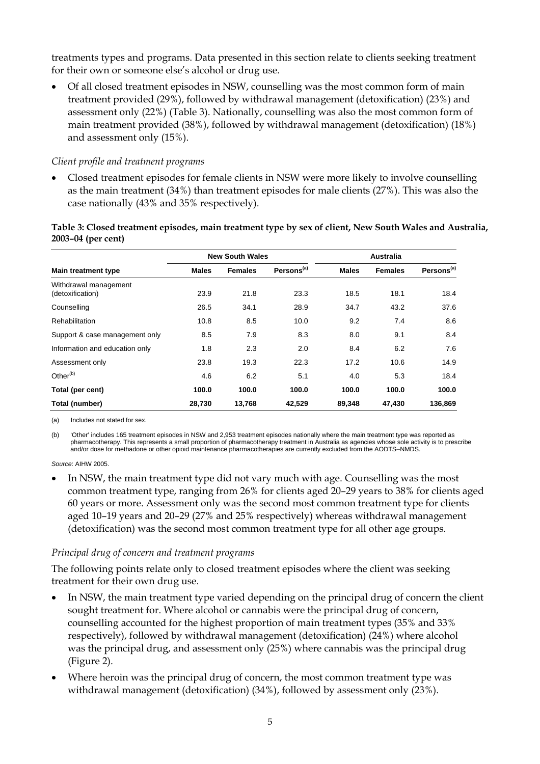treatments types and programs. Data presented in this section relate to clients seeking treatment for their own or someone else's alcohol or drug use.

- Of all closed treatment episodes in NSW, counselling was the most common form of main treatment provided (29%), followed by withdrawal management (detoxification) (23%) and assessment only (22%) (Table 3). Nationally, counselling was also the most common form of main treatment provided (38%), followed by withdrawal management (detoxification) (18%) and assessment only (15%).

*Client profile and treatment programs*

- Closed treatment episodes for female clients in NSW were more likely to involve counselling as the main treatment (34%) than treatment episodes for male clients (27%). This was also the case nationally (43% and 35% respectively).

**Table 3: Closed treatment episodes, main treatment type by sex of client, New South Wales and Australia, 2003–04 (per cent)**

| | New South Wales | | | Australia | | |
|---|---|---|---|---|---|---|
| **Main treatment type** | **Males** | **Females** | **Persons[(a)]** | **Males** | **Females** | **Persons[(a)]** |
| Withdrawal management (detoxification) | 23.9 | 21.8 | 23.3 | 18.5 | 18.1 | 18.4 |
| Counselling | 26.5 | 34.1 | 28.9 | 34.7 | 43.2 | 37.6 |
| Rehabilitation | 10.8 | 8.5 | 10.0 | 9.2 | 7.4 | 8.6 |
| Support & case management only | 8.5 | 7.9 | 8.3 | 8.0 | 9.1 | 8.4 |
| Information and education only | 1.8 | 2.3 | 2.0 | 8.4 | 6.2 | 7.6 |
| Assessment only | 23.8 | 19.3 | 22.3 | 17.2 | 10.6 | 14.9 |
| Other[(b)] | 4.6 | 6.2 | 5.1 | 4.0 | 5.3 | 18.4 |
| **Total (per cent)** | **100.0** | **100.0** | **100.0** | **100.0** | **100.0** | **100.0** |
| **Total (number)** | **28,730** | **13,768** | **42,529** | **89,348** | **47,430** | **136,869** |

(a) Includes not stated for sex.

(b) 'Other' includes 165 treatment episodes in NSW and 2,953 treatment episodes nationally where the main treatment type was reported as pharmacotherapy. This represents a small proportion of pharmacotherapy treatment in Australia as agencies whose sole activity is to prescribe and/or dose for methadone or other opioid maintenance pharmacotherapies are currently excluded from the AODTS–NMDS.

*Source*: AIHW 2005.

- In NSW, the main treatment type did not vary much with age. Counselling was the most common treatment type, ranging from 26% for clients aged 20–29 years to 38% for clients aged 60 years or more. Assessment only was the second most common treatment type for clients aged 10–19 years and 20–29 (27% and 25% respectively) whereas withdrawal management (detoxification) was the second most common treatment type for all other age groups.

*Principal drug of concern and treatment programs*

The following points relate only to closed treatment episodes where the client was seeking treatment for their own drug use.

- In NSW, the main treatment type varied depending on the principal drug of concern the client sought treatment for. Where alcohol or cannabis were the principal drug of concern, counselling accounted for the highest proportion of main treatment types (35% and 33% respectively), followed by withdrawal management (detoxification) (24%) where alcohol was the principal drug, and assessment only (25%) where cannabis was the principal drug (Figure 2).
- Where heroin was the principal drug of concern, the most common treatment type was withdrawal management (detoxification) (34%), followed by assessment only (23%).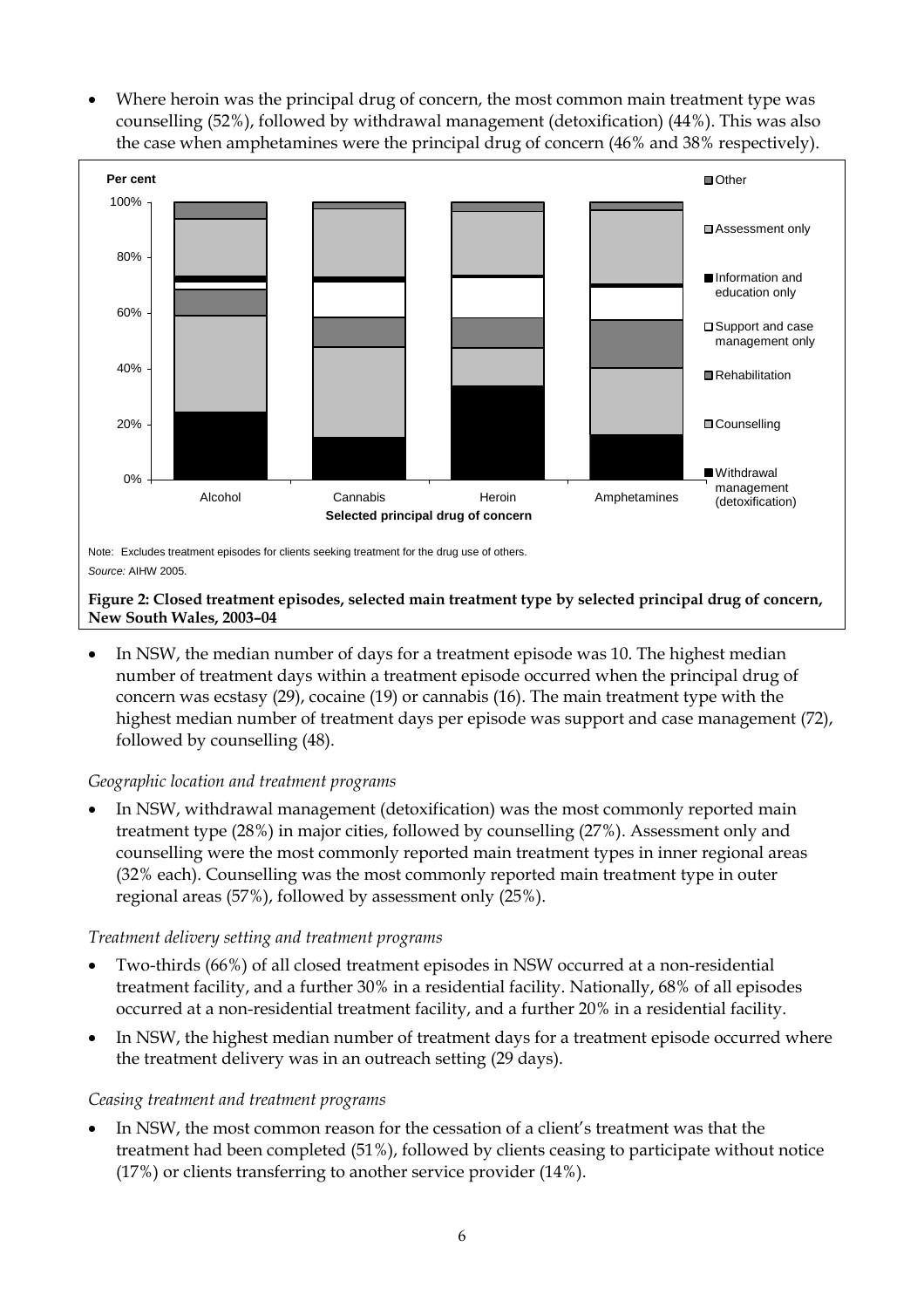- Where heroin was the principal drug of concern, the most common main treatment type was counselling (52%), followed by withdrawal management (detoxification) (44%). This was also the case when amphetamines were the principal drug of concern (46% and 38% respectively).

Note: Excludes treatment episodes for clients seeking treatment for the drug use of others.
*Source:* AIHW 2005.

**Figure 2: Closed treatment episodes, selected main treatment type by selected principal drug of concern, New South Wales, 2003–04**

- In NSW, the median number of days for a treatment episode was 10. The highest median number of treatment days within a treatment episode occurred when the principal drug of concern was ecstasy (29), cocaine (19) or cannabis (16). The main treatment type with the highest median number of treatment days per episode was support and case management (72), followed by counselling (48).

*Geographic location and treatment programs*

- In NSW, withdrawal management (detoxification) was the most commonly reported main treatment type (28%) in major cities, followed by counselling (27%). Assessment only and counselling were the most commonly reported main treatment types in inner regional areas (32% each). Counselling was the most commonly reported main treatment type in outer regional areas (57%), followed by assessment only (25%).

*Treatment delivery setting and treatment programs*

- Two-thirds (66%) of all closed treatment episodes in NSW occurred at a non-residential treatment facility, and a further 30% in a residential facility. Nationally, 68% of all episodes occurred at a non-residential treatment facility, and a further 20% in a residential facility.
- In NSW, the highest median number of treatment days for a treatment episode occurred where the treatment delivery was in an outreach setting (29 days).

*Ceasing treatment and treatment programs*

- In NSW, the most common reason for the cessation of a client's treatment was that the treatment had been completed (51%), followed by clients ceasing to participate without notice (17%) or clients transferring to another service provider (14%).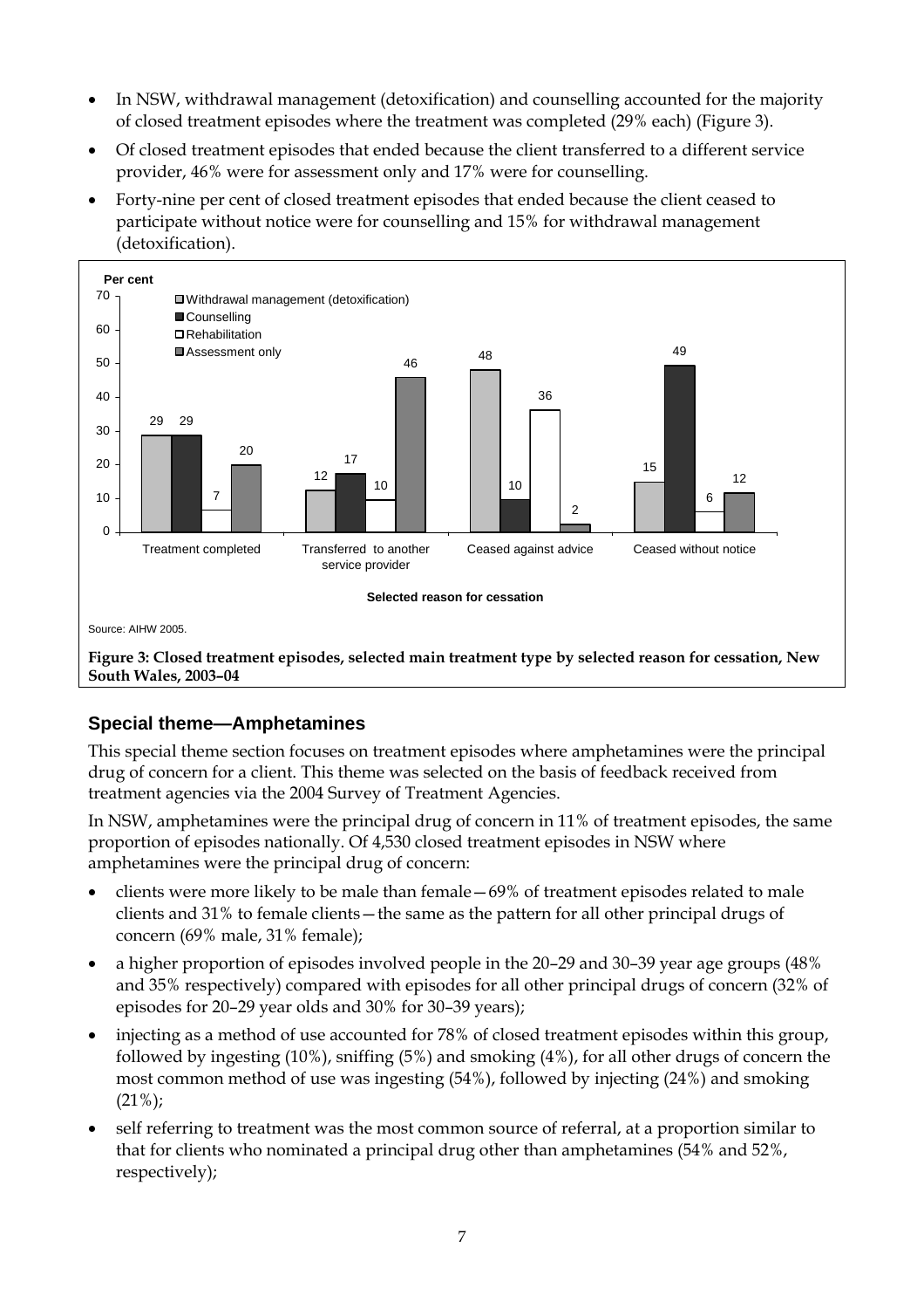- In NSW, withdrawal management (detoxification) and counselling accounted for the majority of closed treatment episodes where the treatment was completed (29% each) (Figure 3).
- Of closed treatment episodes that ended because the client transferred to a different service provider, 46% were for assessment only and 17% were for counselling.
- Forty-nine per cent of closed treatment episodes that ended because the client ceased to participate without notice were for counselling and 15% for withdrawal management (detoxification).

| Selected reason for cessation | Withdrawal management (detoxification) | Counselling | Rehabilitation | Assessment only |
|---|---|---|---|---|
| Treatment completed | 29 | 29 | 7 | 20 |
| Transferred to another service provider | 12 | 17 | 10 | 46 |
| Ceased against advice | 48 | 10 | 36 | 2 |
| Ceased without notice | 15 | 49 | 6 | 12 |

Per cent

Source: AIHW 2005.

**Figure 3: Closed treatment episodes, selected main treatment type by selected reason for cessation, New South Wales, 2003–04**

## Special theme—Amphetamines

This special theme section focuses on treatment episodes where amphetamines were the principal drug of concern for a client. This theme was selected on the basis of feedback received from treatment agencies via the 2004 Survey of Treatment Agencies.

In NSW, amphetamines were the principal drug of concern in 11% of treatment episodes, the same proportion of episodes nationally. Of 4,530 closed treatment episodes in NSW where amphetamines were the principal drug of concern:

- clients were more likely to be male than female—69% of treatment episodes related to male clients and 31% to female clients—the same as the pattern for all other principal drugs of concern (69% male, 31% female);
- a higher proportion of episodes involved people in the 20–29 and 30–39 year age groups (48% and 35% respectively) compared with episodes for all other principal drugs of concern (32% of episodes for 20–29 year olds and 30% for 30–39 years);
- injecting as a method of use accounted for 78% of closed treatment episodes within this group, followed by ingesting (10%), sniffing (5%) and smoking (4%), for all other drugs of concern the most common method of use was ingesting (54%), followed by injecting (24%) and smoking (21%);
- self referring to treatment was the most common source of referral, at a proportion similar to that for clients who nominated a principal drug other than amphetamines (54% and 52%, respectively);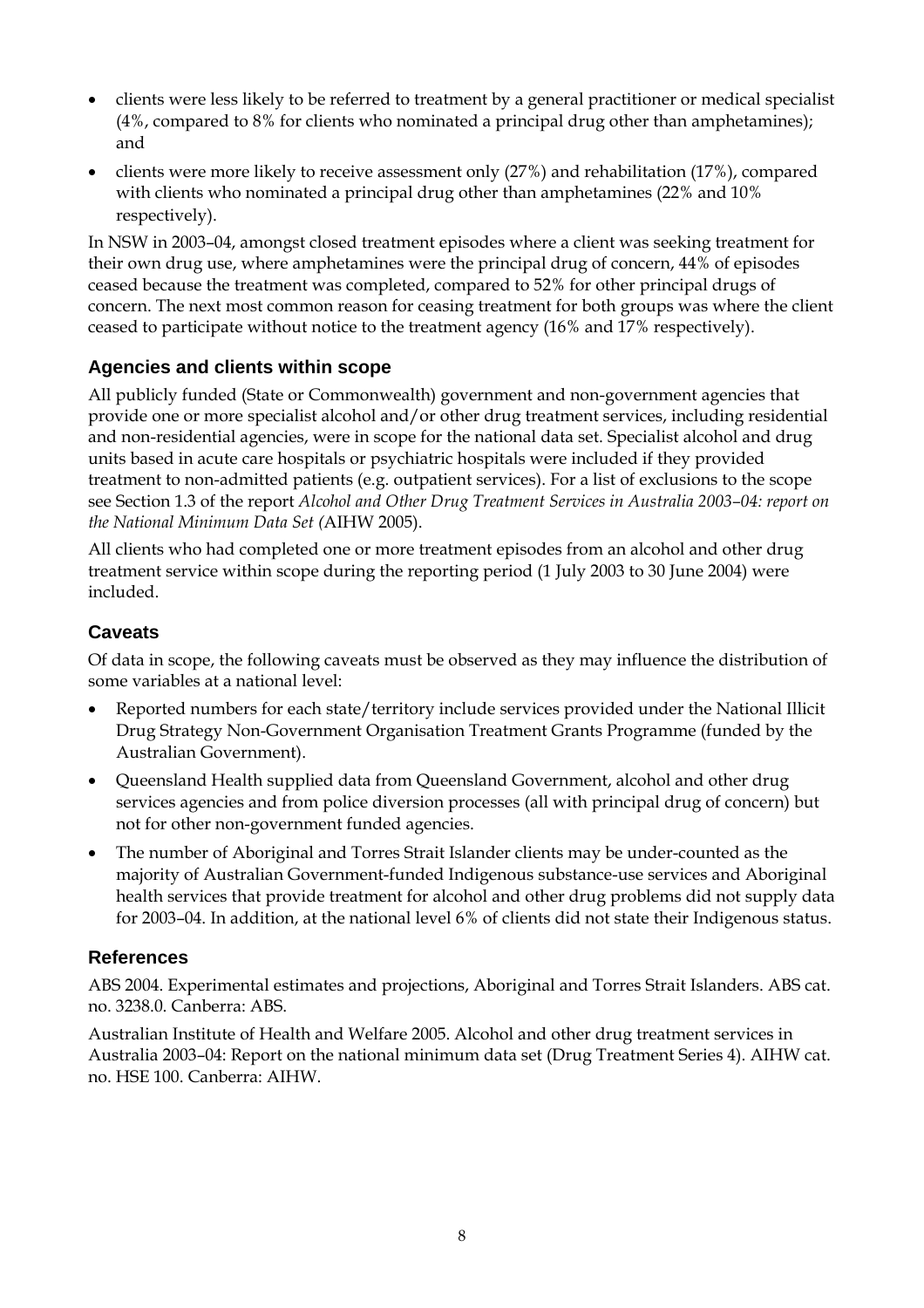- clients were less likely to be referred to treatment by a general practitioner or medical specialist (4%, compared to 8% for clients who nominated a principal drug other than amphetamines); and
- clients were more likely to receive assessment only (27%) and rehabilitation (17%), compared with clients who nominated a principal drug other than amphetamines (22% and 10% respectively).

In NSW in 2003–04, amongst closed treatment episodes where a client was seeking treatment for their own drug use, where amphetamines were the principal drug of concern, 44% of episodes ceased because the treatment was completed, compared to 52% for other principal drugs of concern. The next most common reason for ceasing treatment for both groups was where the client ceased to participate without notice to the treatment agency (16% and 17% respectively).

### Agencies and clients within scope

All publicly funded (State or Commonwealth) government and non-government agencies that provide one or more specialist alcohol and/or other drug treatment services, including residential and non-residential agencies, were in scope for the national data set. Specialist alcohol and drug units based in acute care hospitals or psychiatric hospitals were included if they provided treatment to non-admitted patients (e.g. outpatient services). For a list of exclusions to the scope see Section 1.3 of the report *Alcohol and Other Drug Treatment Services in Australia 2003–04: report on the National Minimum Data Set (*AIHW 2005).

All clients who had completed one or more treatment episodes from an alcohol and other drug treatment service within scope during the reporting period (1 July 2003 to 30 June 2004) were included.

### Caveats

Of data in scope, the following caveats must be observed as they may influence the distribution of some variables at a national level:

- Reported numbers for each state/territory include services provided under the National Illicit Drug Strategy Non-Government Organisation Treatment Grants Programme (funded by the Australian Government).
- Queensland Health supplied data from Queensland Government, alcohol and other drug services agencies and from police diversion processes (all with principal drug of concern) but not for other non-government funded agencies.
- The number of Aboriginal and Torres Strait Islander clients may be under-counted as the majority of Australian Government-funded Indigenous substance-use services and Aboriginal health services that provide treatment for alcohol and other drug problems did not supply data for 2003–04. In addition, at the national level 6% of clients did not state their Indigenous status.

### References

ABS 2004. Experimental estimates and projections, Aboriginal and Torres Strait Islanders. ABS cat. no. 3238.0. Canberra: ABS.

Australian Institute of Health and Welfare 2005. Alcohol and other drug treatment services in Australia 2003–04: Report on the national minimum data set (Drug Treatment Series 4). AIHW cat. no. HSE 100. Canberra: AIHW.